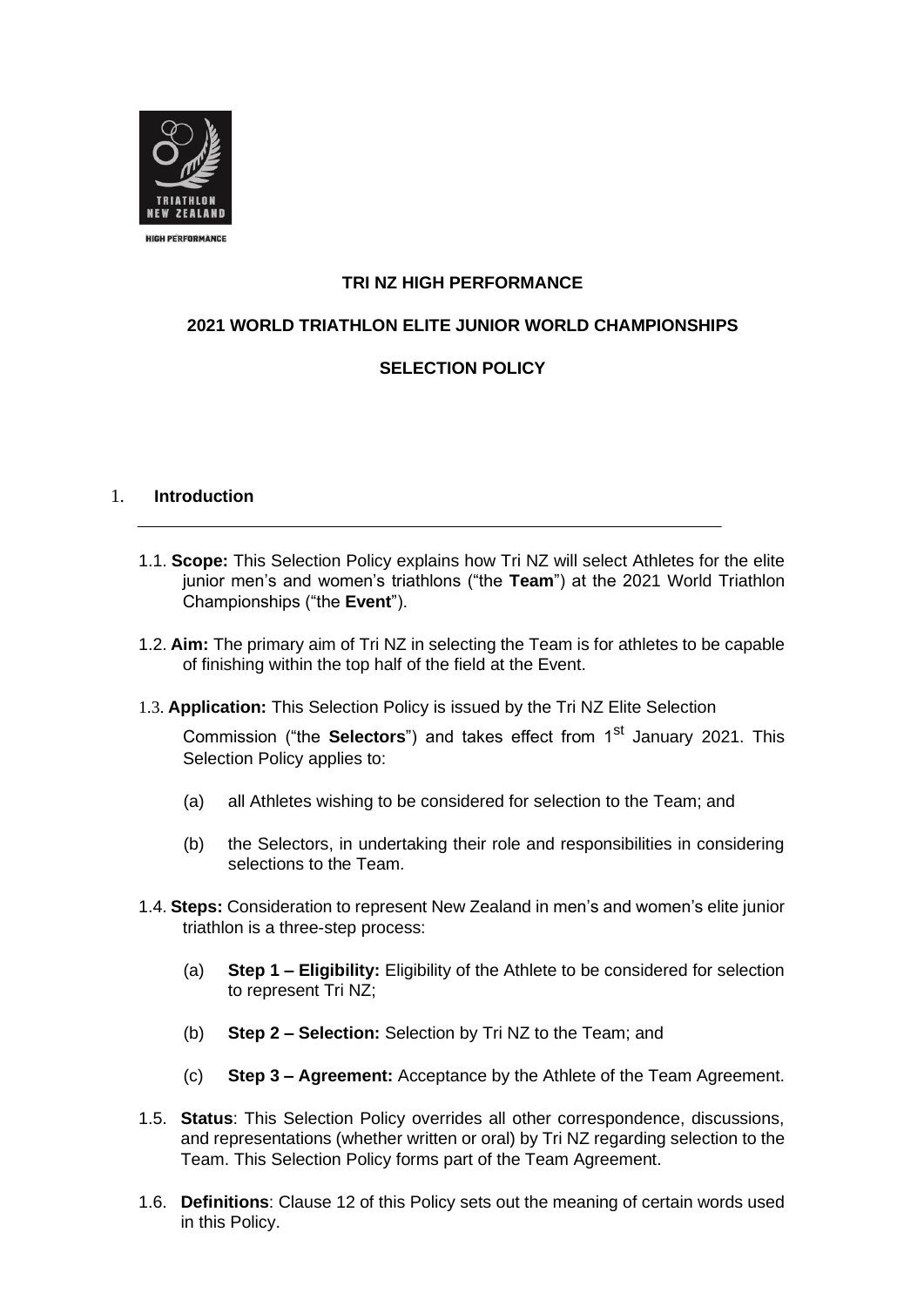**TRI NZ HIGH PERFORMANCE**

**2021 WORLD TRIATHLON ELITE JUNIOR WORLD CHAMPIONSHIPS**

**SELECTION POLICY**

## 1. Introduction

1.1. **Scope:** This Selection Policy explains how Tri NZ will select Athletes for the elite junior men's and women's triathlons ("the **Team**") at the 2021 World Triathlon Championships ("the **Event**").

1.2. **Aim:** The primary aim of Tri NZ in selecting the Team is for athletes to be capable of finishing within the top half of the field at the Event.

1.3. **Application:** This Selection Policy is issued by the Tri NZ Elite Selection Commission ("the **Selectors**") and takes effect from 1st January 2021. This Selection Policy applies to:

(a) all Athletes wishing to be considered for selection to the Team; and

(b) the Selectors, in undertaking their role and responsibilities in considering selections to the Team.

1.4. **Steps:** Consideration to represent New Zealand in men's and women's elite junior triathlon is a three-step process:

(a) **Step 1 – Eligibility:** Eligibility of the Athlete to be considered for selection to represent Tri NZ;

(b) **Step 2 – Selection:** Selection by Tri NZ to the Team; and

(c) **Step 3 – Agreement:** Acceptance by the Athlete of the Team Agreement.

1.5. **Status**: This Selection Policy overrides all other correspondence, discussions, and representations (whether written or oral) by Tri NZ regarding selection to the Team. This Selection Policy forms part of the Team Agreement.

1.6. **Definitions**: Clause 12 of this Policy sets out the meaning of certain words used in this Policy.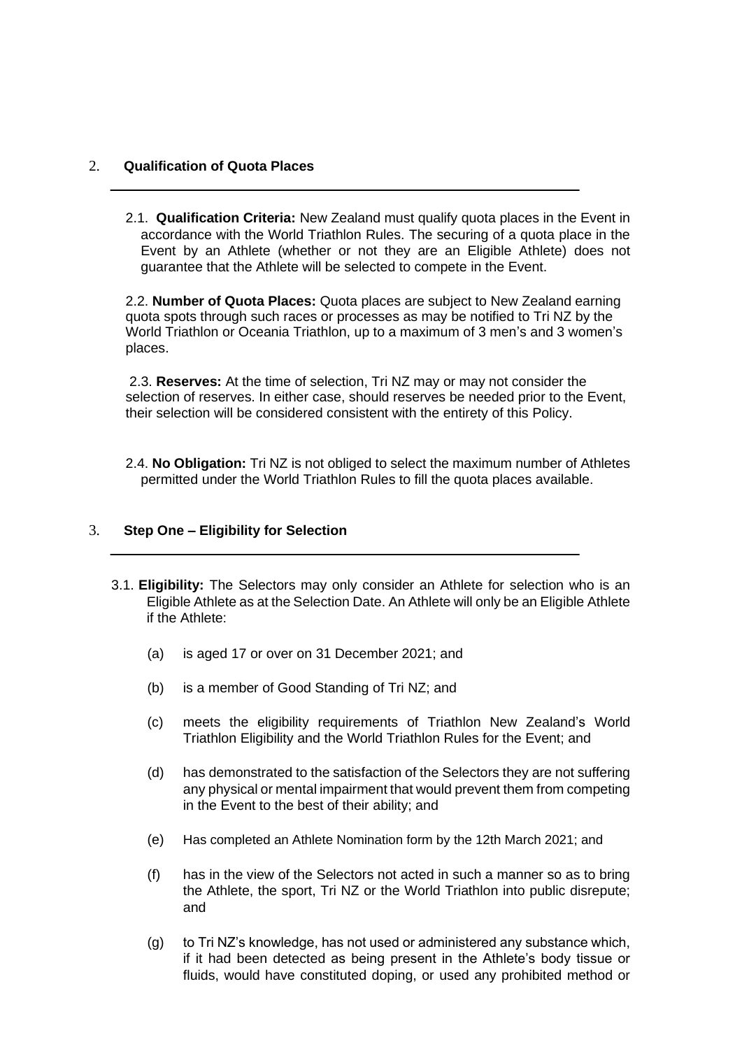## 2. Qualification of Quota Places

2.1. **Qualification Criteria:** New Zealand must qualify quota places in the Event in accordance with the World Triathlon Rules. The securing of a quota place in the Event by an Athlete (whether or not they are an Eligible Athlete) does not guarantee that the Athlete will be selected to compete in the Event.

2.2. **Number of Quota Places:** Quota places are subject to New Zealand earning quota spots through such races or processes as may be notified to Tri NZ by the World Triathlon or Oceania Triathlon, up to a maximum of 3 men's and 3 women's places.

2.3. **Reserves:** At the time of selection, Tri NZ may or may not consider the selection of reserves. In either case, should reserves be needed prior to the Event, their selection will be considered consistent with the entirety of this Policy.

2.4. **No Obligation:** Tri NZ is not obliged to select the maximum number of Athletes permitted under the World Triathlon Rules to fill the quota places available.

## 3. Step One – Eligibility for Selection

3.1. **Eligibility:** The Selectors may only consider an Athlete for selection who is an Eligible Athlete as at the Selection Date. An Athlete will only be an Eligible Athlete if the Athlete:

(a) is aged 17 or over on 31 December 2021; and

(b) is a member of Good Standing of Tri NZ; and

(c) meets the eligibility requirements of Triathlon New Zealand's World Triathlon Eligibility and the World Triathlon Rules for the Event; and

(d) has demonstrated to the satisfaction of the Selectors they are not suffering any physical or mental impairment that would prevent them from competing in the Event to the best of their ability; and

(e) Has completed an Athlete Nomination form by the 12th March 2021; and

(f) has in the view of the Selectors not acted in such a manner so as to bring the Athlete, the sport, Tri NZ or the World Triathlon into public disrepute; and

(g) to Tri NZ's knowledge, has not used or administered any substance which, if it had been detected as being present in the Athlete's body tissue or fluids, would have constituted doping, or used any prohibited method or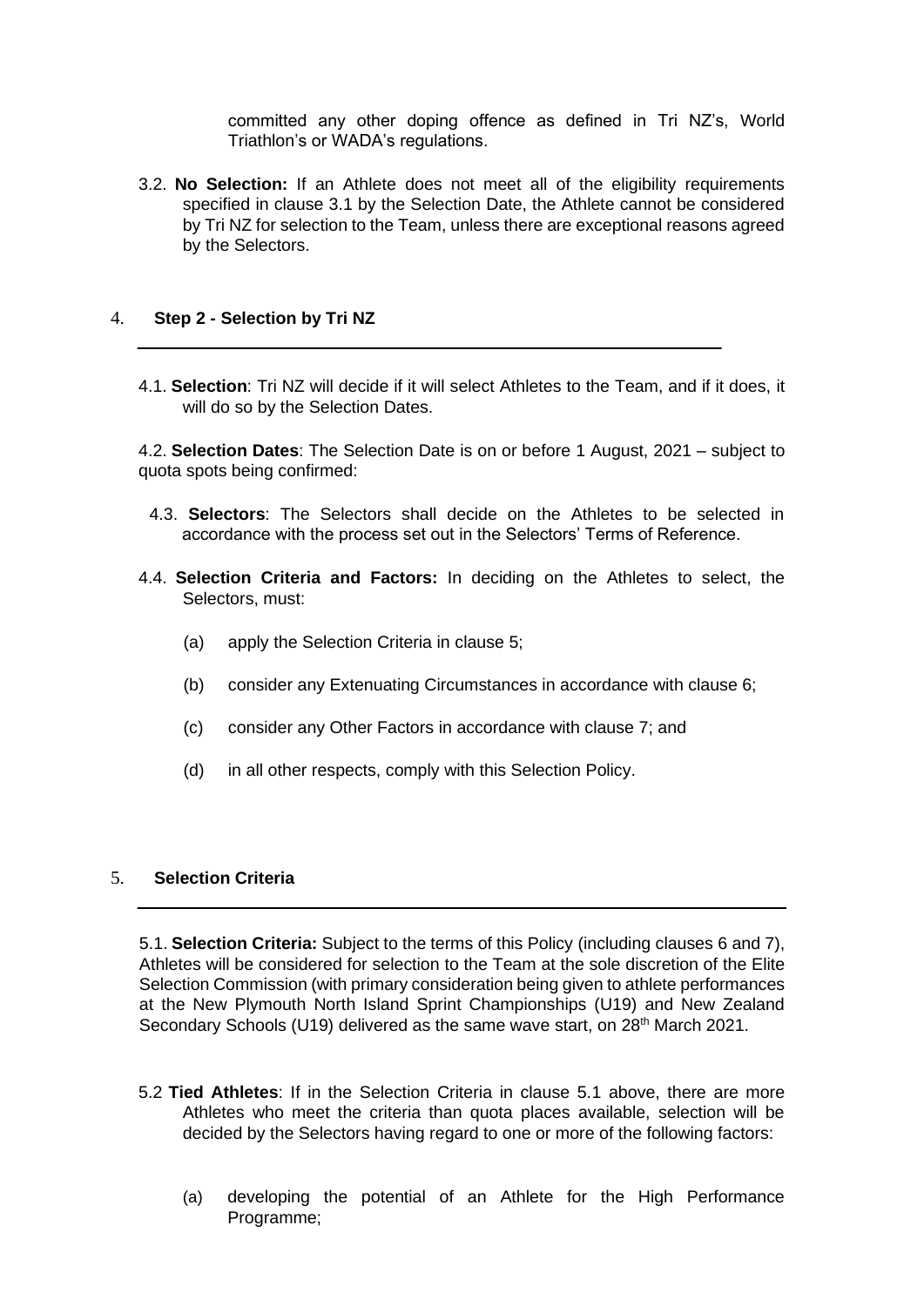committed any other doping offence as defined in Tri NZ's, World Triathlon's or WADA's regulations.

3.2. **No Selection:** If an Athlete does not meet all of the eligibility requirements specified in clause 3.1 by the Selection Date, the Athlete cannot be considered by Tri NZ for selection to the Team, unless there are exceptional reasons agreed by the Selectors.

## 4. Step 2 - Selection by Tri NZ

4.1. **Selection**: Tri NZ will decide if it will select Athletes to the Team, and if it does, it will do so by the Selection Dates.

4.2. **Selection Dates**: The Selection Date is on or before 1 August, 2021 – subject to quota spots being confirmed:

4.3. **Selectors**: The Selectors shall decide on the Athletes to be selected in accordance with the process set out in the Selectors' Terms of Reference.

4.4. **Selection Criteria and Factors:** In deciding on the Athletes to select, the Selectors, must:

(a) apply the Selection Criteria in clause 5;

(b) consider any Extenuating Circumstances in accordance with clause 6;

(c) consider any Other Factors in accordance with clause 7; and

(d) in all other respects, comply with this Selection Policy.

## 5. Selection Criteria

5.1. **Selection Criteria:** Subject to the terms of this Policy (including clauses 6 and 7), Athletes will be considered for selection to the Team at the sole discretion of the Elite Selection Commission (with primary consideration being given to athlete performances at the New Plymouth North Island Sprint Championships (U19) and New Zealand Secondary Schools (U19) delivered as the same wave start, on 28th March 2021.

5.2 **Tied Athletes**: If in the Selection Criteria in clause 5.1 above, there are more Athletes who meet the criteria than quota places available, selection will be decided by the Selectors having regard to one or more of the following factors:

(a) developing the potential of an Athlete for the High Performance Programme;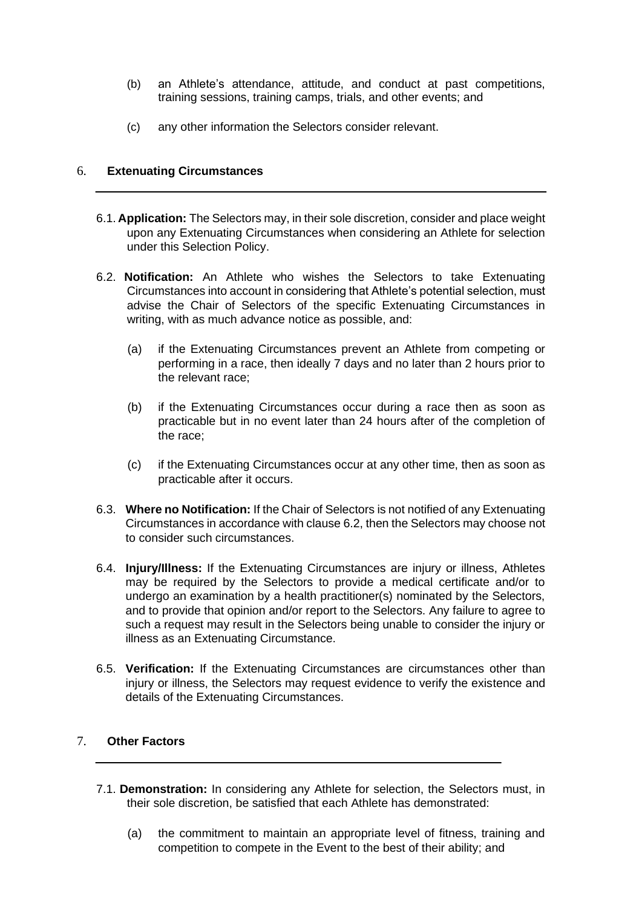(b) an Athlete's attendance, attitude, and conduct at past competitions, training sessions, training camps, trials, and other events; and

(c) any other information the Selectors consider relevant.

## 6. Extenuating Circumstances

6.1. **Application:** The Selectors may, in their sole discretion, consider and place weight upon any Extenuating Circumstances when considering an Athlete for selection under this Selection Policy.

6.2. **Notification:** An Athlete who wishes the Selectors to take Extenuating Circumstances into account in considering that Athlete's potential selection, must advise the Chair of Selectors of the specific Extenuating Circumstances in writing, with as much advance notice as possible, and:

(a) if the Extenuating Circumstances prevent an Athlete from competing or performing in a race, then ideally 7 days and no later than 2 hours prior to the relevant race;

(b) if the Extenuating Circumstances occur during a race then as soon as practicable but in no event later than 24 hours after of the completion of the race;

(c) if the Extenuating Circumstances occur at any other time, then as soon as practicable after it occurs.

6.3. **Where no Notification:** If the Chair of Selectors is not notified of any Extenuating Circumstances in accordance with clause 6.2, then the Selectors may choose not to consider such circumstances.

6.4. **Injury/Illness:** If the Extenuating Circumstances are injury or illness, Athletes may be required by the Selectors to provide a medical certificate and/or to undergo an examination by a health practitioner(s) nominated by the Selectors, and to provide that opinion and/or report to the Selectors. Any failure to agree to such a request may result in the Selectors being unable to consider the injury or illness as an Extenuating Circumstance.

6.5. **Verification:** If the Extenuating Circumstances are circumstances other than injury or illness, the Selectors may request evidence to verify the existence and details of the Extenuating Circumstances.

## 7. Other Factors

7.1. **Demonstration:** In considering any Athlete for selection, the Selectors must, in their sole discretion, be satisfied that each Athlete has demonstrated:

(a) the commitment to maintain an appropriate level of fitness, training and competition to compete in the Event to the best of their ability; and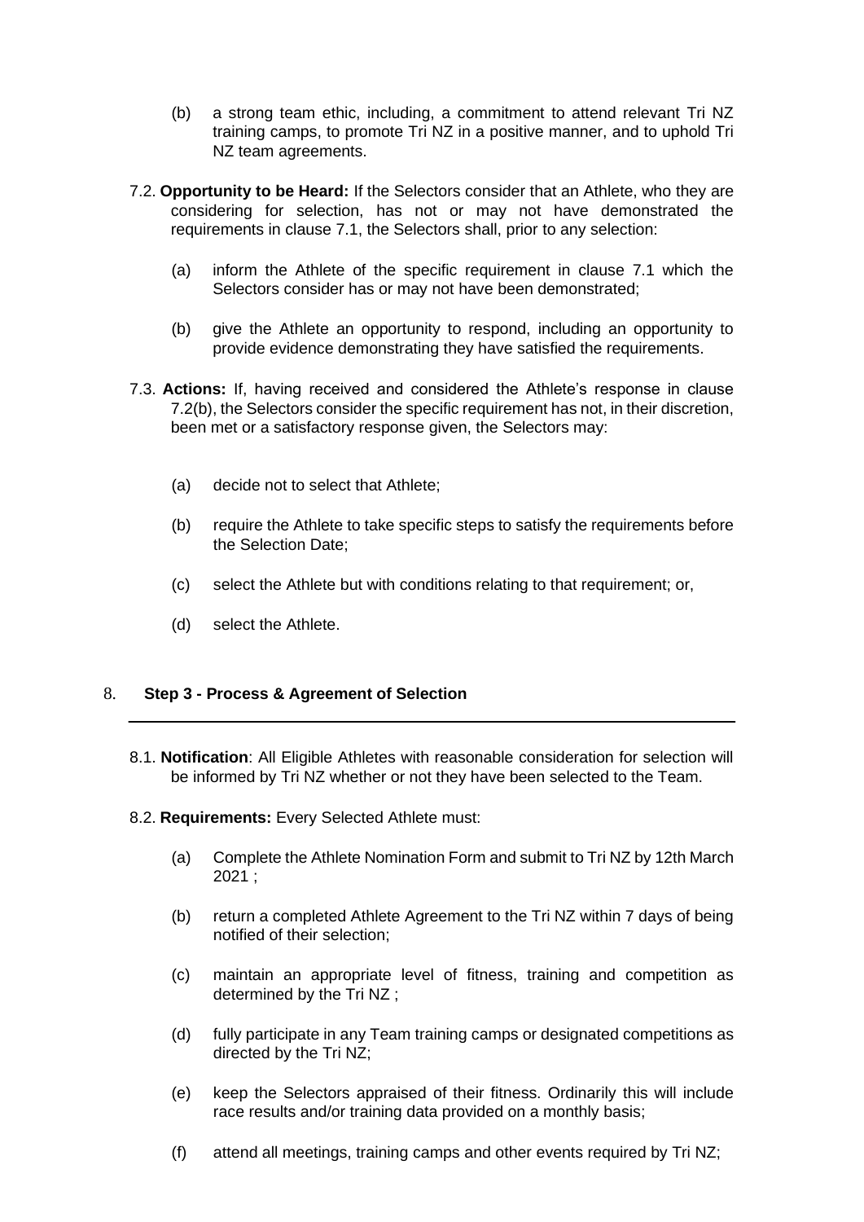(b) a strong team ethic, including, a commitment to attend relevant Tri NZ training camps, to promote Tri NZ in a positive manner, and to uphold Tri NZ team agreements.

7.2. **Opportunity to be Heard:** If the Selectors consider that an Athlete, who they are considering for selection, has not or may not have demonstrated the requirements in clause 7.1, the Selectors shall, prior to any selection:

(a) inform the Athlete of the specific requirement in clause 7.1 which the Selectors consider has or may not have been demonstrated;

(b) give the Athlete an opportunity to respond, including an opportunity to provide evidence demonstrating they have satisfied the requirements.

7.3. **Actions:** If, having received and considered the Athlete's response in clause 7.2(b), the Selectors consider the specific requirement has not, in their discretion, been met or a satisfactory response given, the Selectors may:

(a) decide not to select that Athlete;

(b) require the Athlete to take specific steps to satisfy the requirements before the Selection Date;

(c) select the Athlete but with conditions relating to that requirement; or,

(d) select the Athlete.

## 8. Step 3 - Process & Agreement of Selection

8.1. **Notification**: All Eligible Athletes with reasonable consideration for selection will be informed by Tri NZ whether or not they have been selected to the Team.

8.2. **Requirements:** Every Selected Athlete must:

(a) Complete the Athlete Nomination Form and submit to Tri NZ by 12th March 2021 ;

(b) return a completed Athlete Agreement to the Tri NZ within 7 days of being notified of their selection;

(c) maintain an appropriate level of fitness, training and competition as determined by the Tri NZ ;

(d) fully participate in any Team training camps or designated competitions as directed by the Tri NZ;

(e) keep the Selectors appraised of their fitness. Ordinarily this will include race results and/or training data provided on a monthly basis;

(f) attend all meetings, training camps and other events required by Tri NZ;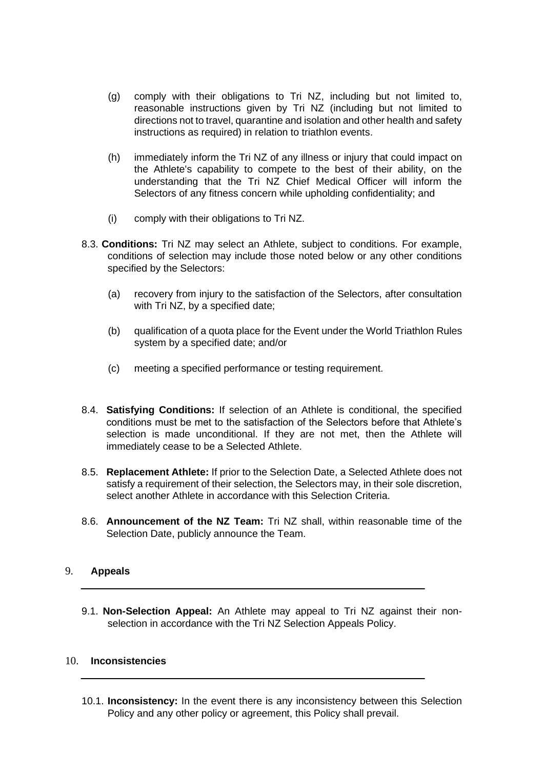(g) comply with their obligations to Tri NZ, including but not limited to, reasonable instructions given by Tri NZ (including but not limited to directions not to travel, quarantine and isolation and other health and safety instructions as required) in relation to triathlon events.

(h) immediately inform the Tri NZ of any illness or injury that could impact on the Athlete's capability to compete to the best of their ability, on the understanding that the Tri NZ Chief Medical Officer will inform the Selectors of any fitness concern while upholding confidentiality; and

(i) comply with their obligations to Tri NZ.

8.3. **Conditions:** Tri NZ may select an Athlete, subject to conditions. For example, conditions of selection may include those noted below or any other conditions specified by the Selectors:

(a) recovery from injury to the satisfaction of the Selectors, after consultation with Tri NZ, by a specified date;

(b) qualification of a quota place for the Event under the World Triathlon Rules system by a specified date; and/or

(c) meeting a specified performance or testing requirement.

8.4. **Satisfying Conditions:** If selection of an Athlete is conditional, the specified conditions must be met to the satisfaction of the Selectors before that Athlete's selection is made unconditional. If they are not met, then the Athlete will immediately cease to be a Selected Athlete.

8.5. **Replacement Athlete:** If prior to the Selection Date, a Selected Athlete does not satisfy a requirement of their selection, the Selectors may, in their sole discretion, select another Athlete in accordance with this Selection Criteria.

8.6. **Announcement of the NZ Team:** Tri NZ shall, within reasonable time of the Selection Date, publicly announce the Team.

## 9. Appeals

9.1. **Non-Selection Appeal:** An Athlete may appeal to Tri NZ against their non-selection in accordance with the Tri NZ Selection Appeals Policy.

## 10. Inconsistencies

10.1. **Inconsistency:** In the event there is any inconsistency between this Selection Policy and any other policy or agreement, this Policy shall prevail.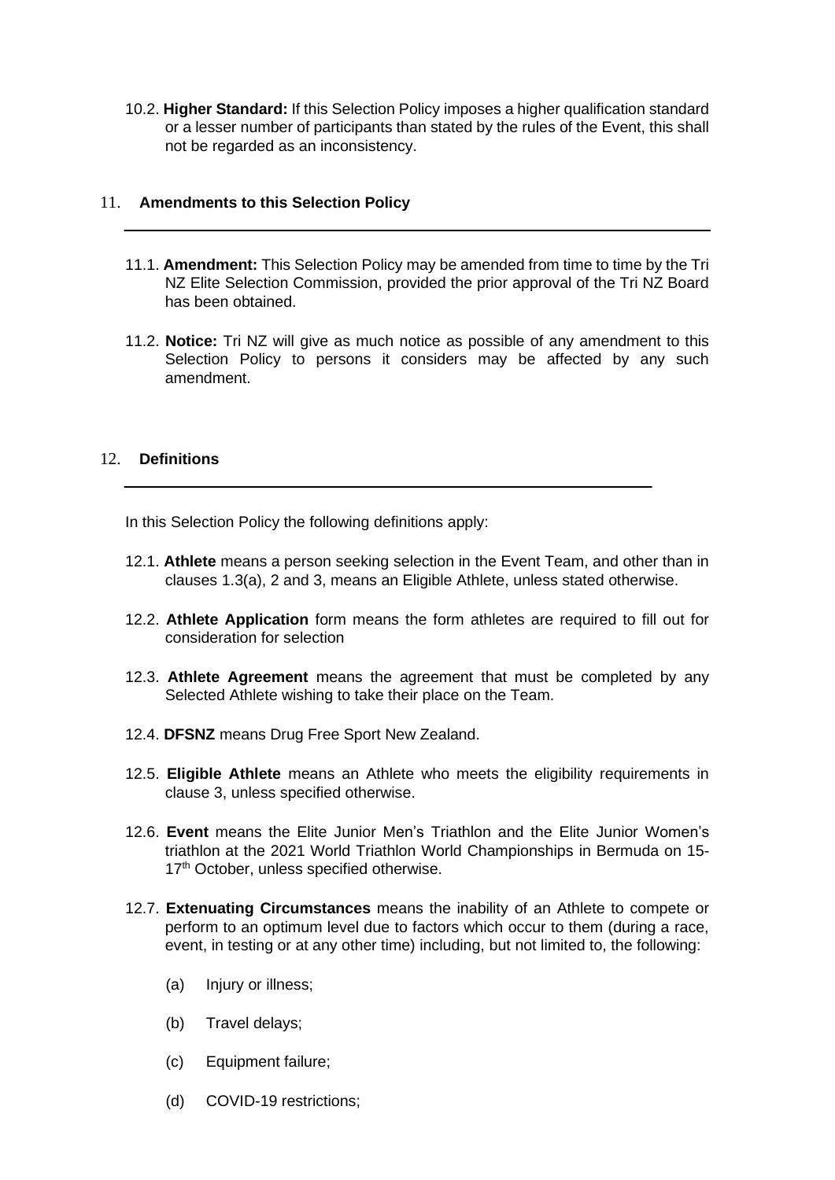10.2. **Higher Standard:** If this Selection Policy imposes a higher qualification standard or a lesser number of participants than stated by the rules of the Event, this shall not be regarded as an inconsistency.

## 11. Amendments to this Selection Policy

11.1. **Amendment:** This Selection Policy may be amended from time to time by the Tri NZ Elite Selection Commission, provided the prior approval of the Tri NZ Board has been obtained.

11.2. **Notice:** Tri NZ will give as much notice as possible of any amendment to this Selection Policy to persons it considers may be affected by any such amendment.

## 12. Definitions

In this Selection Policy the following definitions apply:

12.1. **Athlete** means a person seeking selection in the Event Team, and other than in clauses 1.3(a), 2 and 3, means an Eligible Athlete, unless stated otherwise.

12.2. **Athlete Application** form means the form athletes are required to fill out for consideration for selection

12.3. **Athlete Agreement** means the agreement that must be completed by any Selected Athlete wishing to take their place on the Team.

12.4. **DFSNZ** means Drug Free Sport New Zealand.

12.5. **Eligible Athlete** means an Athlete who meets the eligibility requirements in clause 3, unless specified otherwise.

12.6. **Event** means the Elite Junior Men's Triathlon and the Elite Junior Women's triathlon at the 2021 World Triathlon World Championships in Bermuda on 15-17th October, unless specified otherwise.

12.7. **Extenuating Circumstances** means the inability of an Athlete to compete or perform to an optimum level due to factors which occur to them (during a race, event, in testing or at any other time) including, but not limited to, the following:

(a) Injury or illness;

(b) Travel delays;

(c) Equipment failure;

(d) COVID-19 restrictions;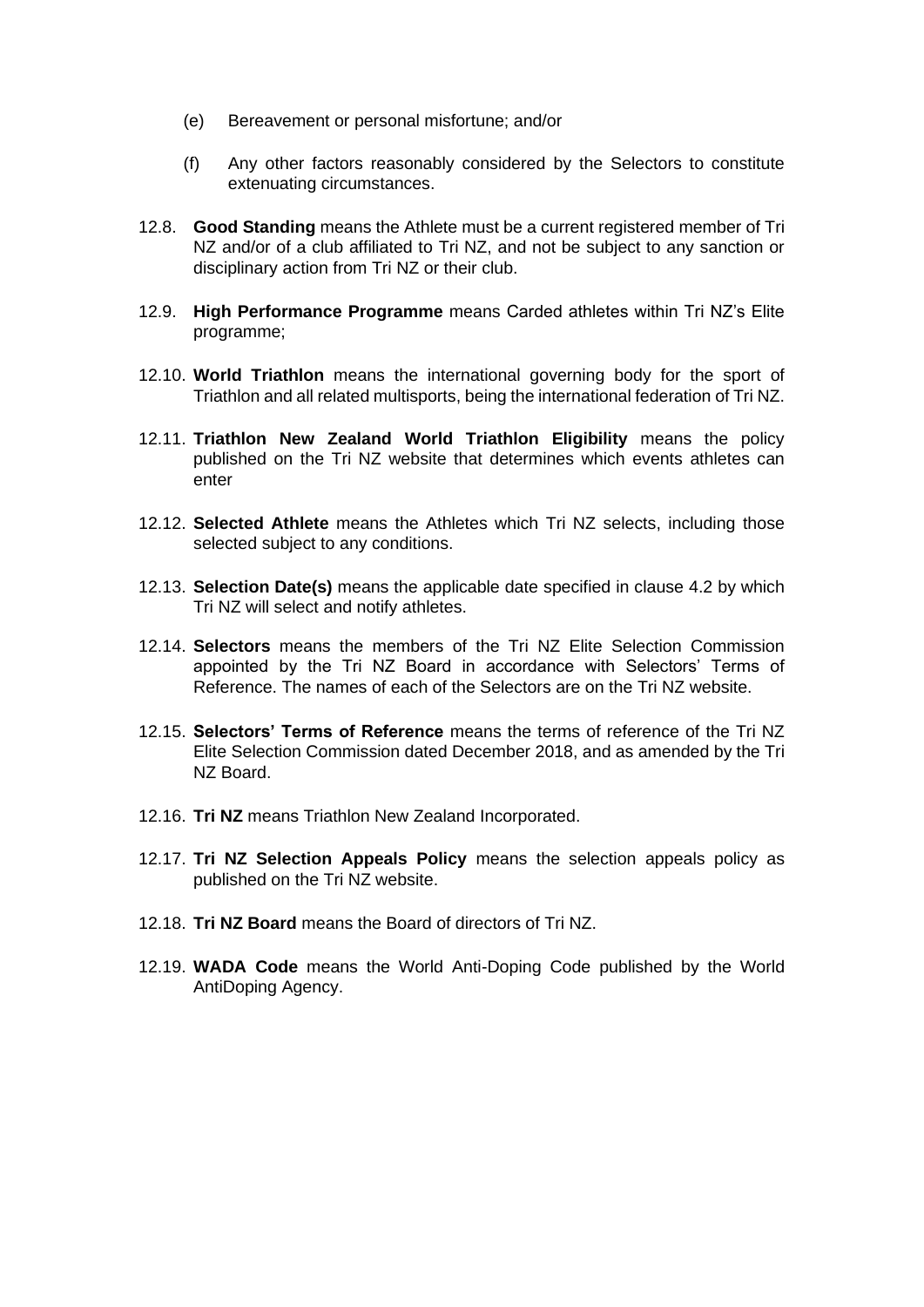(e) Bereavement or personal misfortune; and/or

(f) Any other factors reasonably considered by the Selectors to constitute extenuating circumstances.

12.8. **Good Standing** means the Athlete must be a current registered member of Tri NZ and/or of a club affiliated to Tri NZ, and not be subject to any sanction or disciplinary action from Tri NZ or their club.

12.9. **High Performance Programme** means Carded athletes within Tri NZ's Elite programme;

12.10. **World Triathlon** means the international governing body for the sport of Triathlon and all related multisports, being the international federation of Tri NZ.

12.11. **Triathlon New Zealand World Triathlon Eligibility** means the policy published on the Tri NZ website that determines which events athletes can enter

12.12. **Selected Athlete** means the Athletes which Tri NZ selects, including those selected subject to any conditions.

12.13. **Selection Date(s)** means the applicable date specified in clause 4.2 by which Tri NZ will select and notify athletes.

12.14. **Selectors** means the members of the Tri NZ Elite Selection Commission appointed by the Tri NZ Board in accordance with Selectors' Terms of Reference. The names of each of the Selectors are on the Tri NZ website.

12.15. **Selectors' Terms of Reference** means the terms of reference of the Tri NZ Elite Selection Commission dated December 2018, and as amended by the Tri NZ Board.

12.16. **Tri NZ** means Triathlon New Zealand Incorporated.

12.17. **Tri NZ Selection Appeals Policy** means the selection appeals policy as published on the Tri NZ website.

12.18. **Tri NZ Board** means the Board of directors of Tri NZ.

12.19. **WADA Code** means the World Anti-Doping Code published by the World AntiDoping Agency.